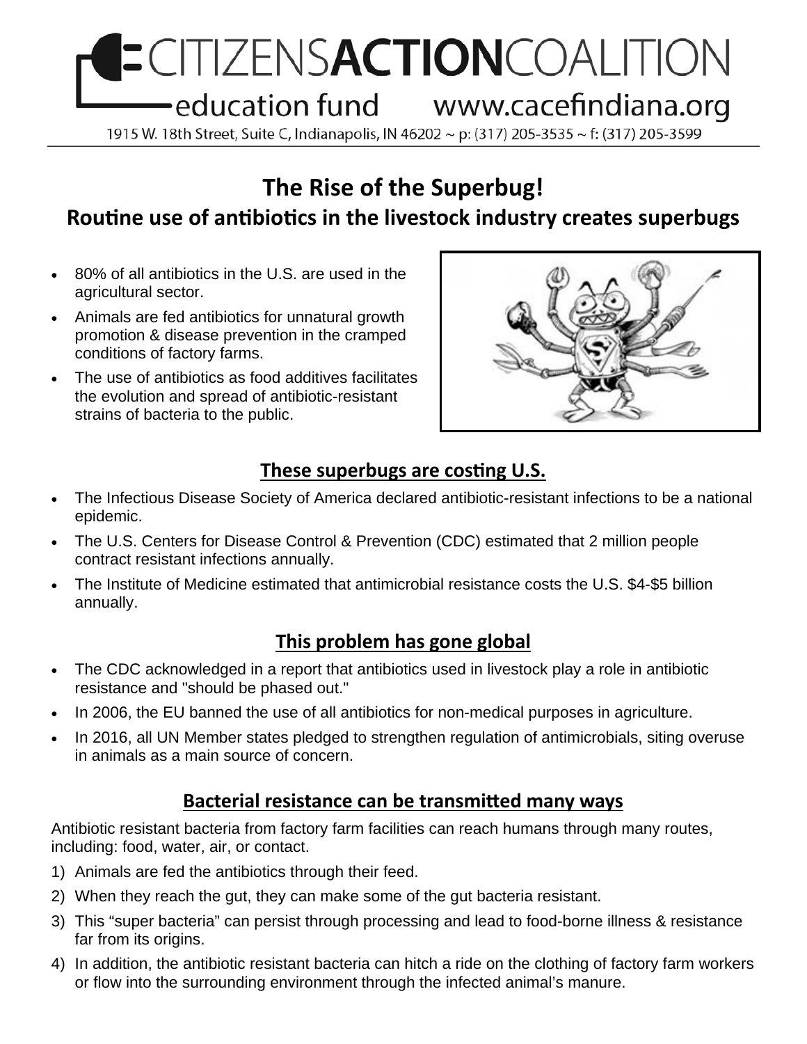# CITIZENS**ACTION**COALITION

education fund www.cacefindiana.org

1915 W. 18th Street, Suite C, Indianapolis, IN 46202 ~ p: (317) 205-3535 ~ f: (317) 205-3599

## The Rise of the Superbug!

### Routine use of antibiotics in the livestock industry creates superbugs

- 80% of all antibiotics in the U.S. are used in the agricultural sector.
- Animals are fed antibiotics for unnatural growth promotion & disease prevention in the cramped conditions of factory farms.
- The use of antibiotics as food additives facilitates the evolution and spread of antibiotic-resistant strains of bacteria to the public.

### These superbugs are costing U.S.

- The Infectious Disease Society of America declared antibiotic-resistant infections to be a national epidemic.
- The U.S. Centers for Disease Control & Prevention (CDC) estimated that 2 million people contract resistant infections annually.
- The Institute of Medicine estimated that antimicrobial resistance costs the U.S. $4-$5 billion annually.

### This problem has gone global

- The CDC acknowledged in a report that antibiotics used in livestock play a role in antibiotic resistance and "should be phased out."
- In 2006, the EU banned the use of all antibiotics for non-medical purposes in agriculture.
- In 2016, all UN Member states pledged to strengthen regulation of antimicrobials, siting overuse in animals as a main source of concern.

### Bacterial resistance can be transmitted many ways

Antibiotic resistant bacteria from factory farm facilities can reach humans through many routes, including: food, water, air, or contact.

1) Animals are fed the antibiotics through their feed.
2) When they reach the gut, they can make some of the gut bacteria resistant.
3) This "super bacteria" can persist through processing and lead to food-borne illness & resistance far from its origins.
4) In addition, the antibiotic resistant bacteria can hitch a ride on the clothing of factory farm workers or flow into the surrounding environment through the infected animal's manure.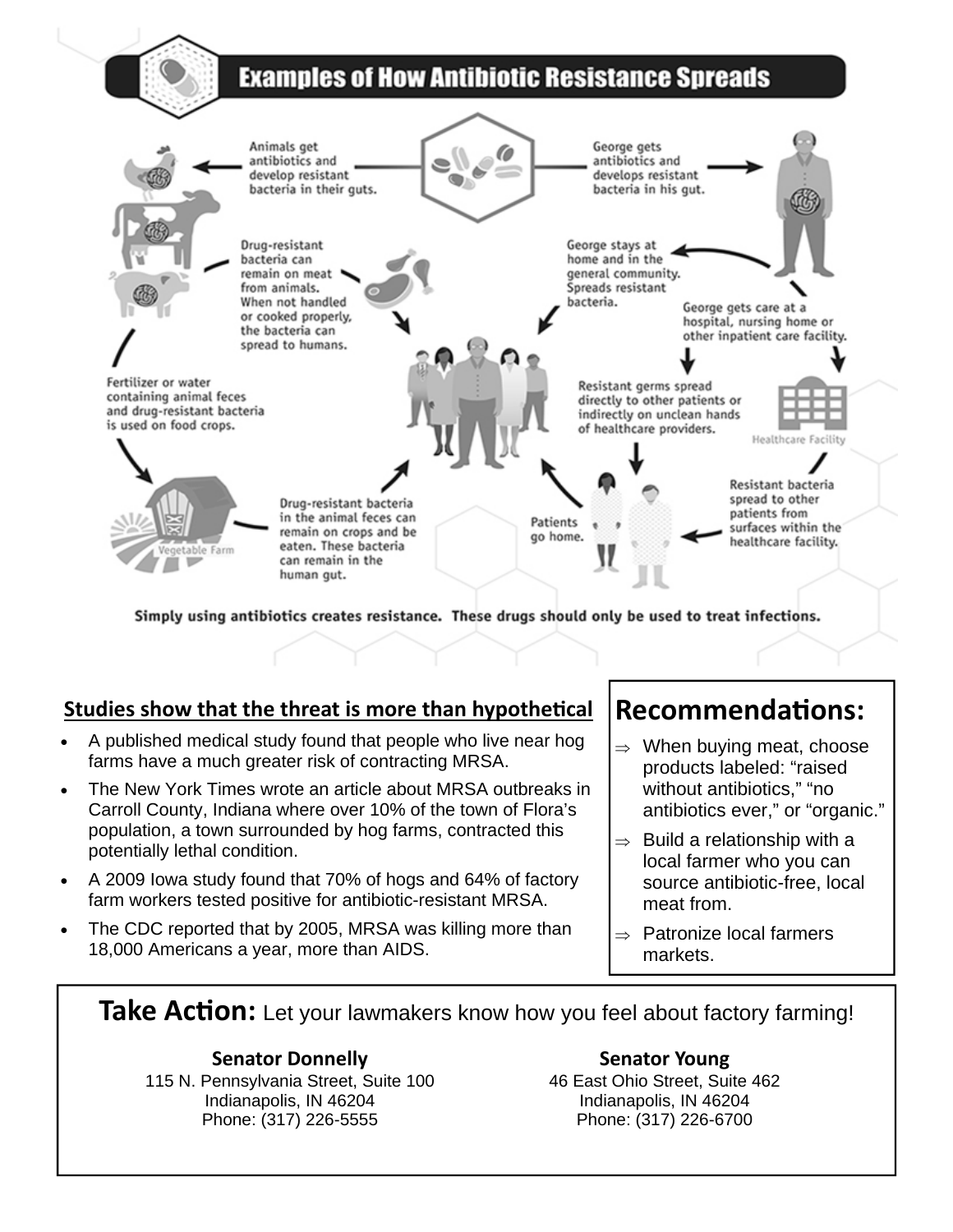## Examples of How Antibiotic Resistance Spreads

Animals get antibiotics and develop resistant bacteria in their guts.

George gets antibiotics and develops resistant bacteria in his gut.

Drug-resistant bacteria can remain on meat from animals. When not handled or cooked properly, the bacteria can spread to humans.

George stays at home and in the general community. Spreads resistant bacteria.

George gets care at a hospital, nursing home or other inpatient care facility.

Fertilizer or water containing animal feces and drug-resistant bacteria is used on food crops.

Resistant germs spread directly to other patients or indirectly on unclean hands of healthcare providers.

Healthcare Facility

Vegetable Farm

Drug-resistant bacteria in the animal feces can remain on crops and be eaten. These bacteria can remain in the human gut.

Patients go home.

Resistant bacteria spread to other patients from surfaces within the healthcare facility.

**Simply using antibiotics creates resistance. These drugs should only be used to treat infections.**

### Studies show that the threat is more than hypothetical

- A published medical study found that people who live near hog farms have a much greater risk of contracting MRSA.
- The New York Times wrote an article about MRSA outbreaks in Carroll County, Indiana where over 10% of the town of Flora's population, a town surrounded by hog farms, contracted this potentially lethal condition.
- A 2009 Iowa study found that 70% of hogs and 64% of factory farm workers tested positive for antibiotic-resistant MRSA.
- The CDC reported that by 2005, MRSA was killing more than 18,000 Americans a year, more than AIDS.

## Recommendations:

⇒ When buying meat, choose products labeled: "raised without antibiotics," "no antibiotics ever," or "organic."

⇒ Build a relationship with a local farmer who you can source antibiotic-free, local meat from.

⇒ Patronize local farmers markets.

## Take Action: Let your lawmakers know how you feel about factory farming!

**Senator Donnelly**
115 N. Pennsylvania Street, Suite 100
Indianapolis, IN 46204
Phone: (317) 226-5555

**Senator Young**
46 East Ohio Street, Suite 462
Indianapolis, IN 46204
Phone: (317) 226-6700